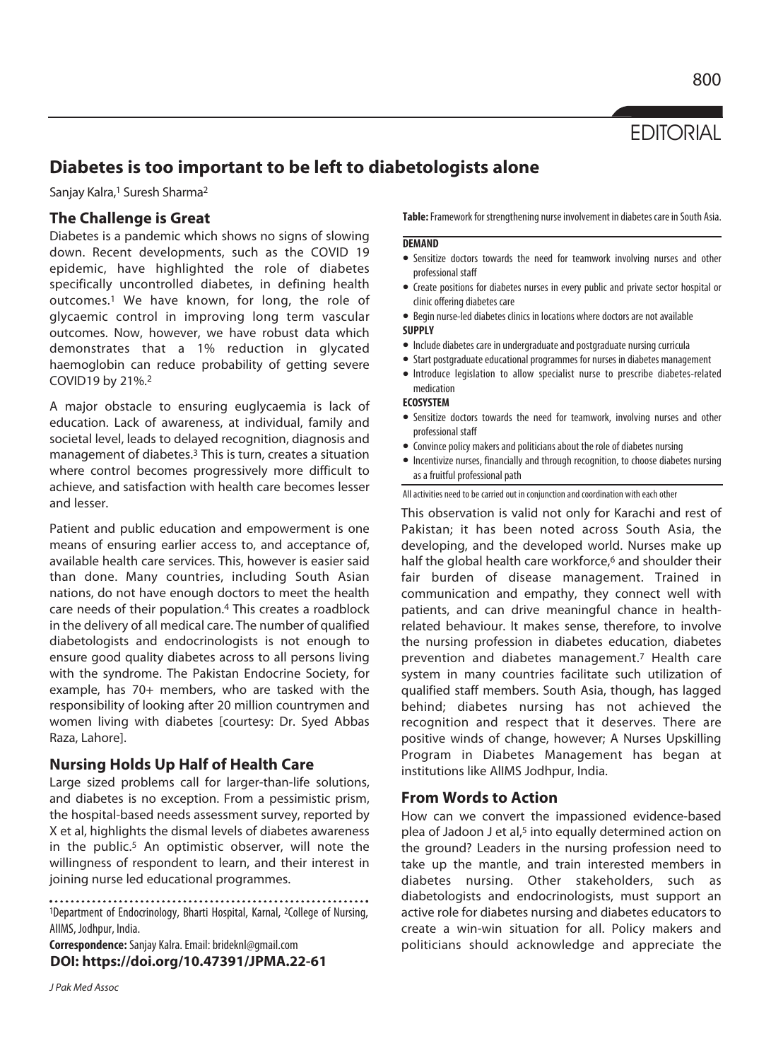EDITORIAL

# Diabetes is too important to be left to diabetologists alone

Sanjay Kalra,[1] Suresh Sharma[2]

## The Challenge is Great

Diabetes is a pandemic which shows no signs of slowing down. Recent developments, such as the COVID 19 epidemic, have highlighted the role of diabetes specifically uncontrolled diabetes, in defining health outcomes.[1] We have known, for long, the role of glycaemic control in improving long term vascular outcomes. Now, however, we have robust data which demonstrates that a 1% reduction in glycated haemoglobin can reduce probability of getting severe COVID19 by 21%.[2]

A major obstacle to ensuring euglycaemia is lack of education. Lack of awareness, at individual, family and societal level, leads to delayed recognition, diagnosis and management of diabetes.[3] This is turn, creates a situation where control becomes progressively more difficult to achieve, and satisfaction with health care becomes lesser and lesser.

Patient and public education and empowerment is one means of ensuring earlier access to, and acceptance of, available health care services. This, however is easier said than done. Many countries, including South Asian nations, do not have enough doctors to meet the health care needs of their population.[4] This creates a roadblock in the delivery of all medical care. The number of qualified diabetologists and endocrinologists is not enough to ensure good quality diabetes across to all persons living with the syndrome. The Pakistan Endocrine Society, for example, has 70+ members, who are tasked with the responsibility of looking after 20 million countrymen and women living with diabetes [courtesy: Dr. Syed Abbas Raza, Lahore].

## Nursing Holds Up Half of Health Care

Large sized problems call for larger-than-life solutions, and diabetes is no exception. From a pessimistic prism, the hospital-based needs assessment survey, reported by X et al, highlights the dismal levels of diabetes awareness in the public.[5] An optimistic observer, will note the willingness of respondent to learn, and their interest in joining nurse led educational programmes.

**Table:** Framework for strengthening nurse involvement in diabetes care in South Asia.

**DEMAND**
- Sensitize doctors towards the need for teamwork involving nurses and other professional staff
- Create positions for diabetes nurses in every public and private sector hospital or clinic offering diabetes care
- Begin nurse-led diabetes clinics in locations where doctors are not available

**SUPPLY**
- Include diabetes care in undergraduate and postgraduate nursing curricula
- Start postgraduate educational programmes for nurses in diabetes management
- Introduce legislation to allow specialist nurse to prescribe diabetes-related medication

**ECOSYSTEM**
- Sensitize doctors towards the need for teamwork, involving nurses and other professional staff
- Convince policy makers and politicians about the role of diabetes nursing
- Incentivize nurses, financially and through recognition, to choose diabetes nursing as a fruitful professional path

All activities need to be carried out in conjunction and coordination with each other

This observation is valid not only for Karachi and rest of Pakistan; it has been noted across South Asia, the developing, and the developed world. Nurses make up half the global health care workforce,[6] and shoulder their fair burden of disease management. Trained in communication and empathy, they connect well with patients, and can drive meaningful chance in health-related behaviour. It makes sense, therefore, to involve the nursing profession in diabetes education, diabetes prevention and diabetes management.[7] Health care system in many countries facilitate such utilization of qualified staff members. South Asia, though, has lagged behind; diabetes nursing has not achieved the recognition and respect that it deserves. There are positive winds of change, however; A Nurses Upskilling Program in Diabetes Management has began at institutions like AIIMS Jodhpur, India.

## From Words to Action

How can we convert the impassioned evidence-based plea of Jadoon J et al,[5] into equally determined action on the ground? Leaders in the nursing profession need to take up the mantle, and train interested members in diabetes nursing. Other stakeholders, such as diabetologists and endocrinologists, must support an active role for diabetes nursing and diabetes educators to create a win-win situation for all. Policy makers and politicians should acknowledge and appreciate the

---

[1]Department of Endocrinology, Bharti Hospital, Karnal, [2]College of Nursing, AIIMS, Jodhpur, India.

**Correspondence:** Sanjay Kalra. Email: brideknl@gmail.com

**DOI: https://doi.org/10.47391/JPMA.22-61**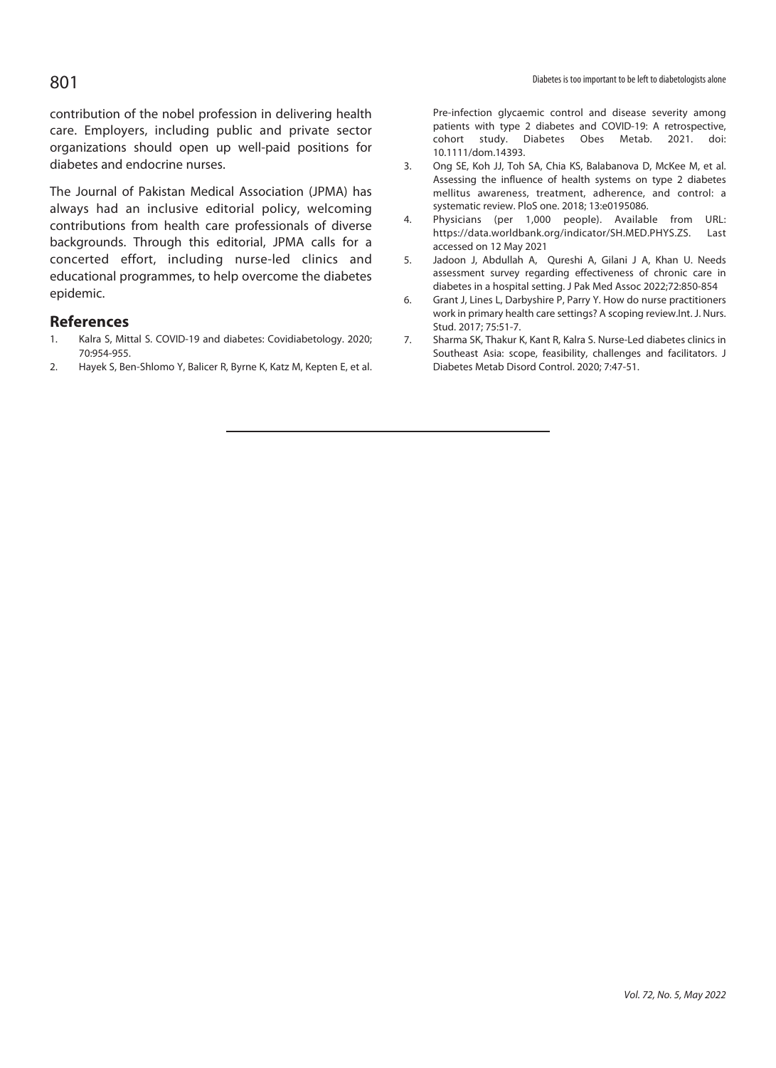contribution of the nobel profession in delivering health care. Employers, including public and private sector organizations should open up well-paid positions for diabetes and endocrine nurses.

The Journal of Pakistan Medical Association (JPMA) has always had an inclusive editorial policy, welcoming contributions from health care professionals of diverse backgrounds. Through this editorial, JPMA calls for a concerted effort, including nurse-led clinics and educational programmes, to help overcome the diabetes epidemic.

## References

1. Kalra S, Mittal S. COVID-19 and diabetes: Covidiabetology. 2020; 70:954-955.
2. Hayek S, Ben-Shlomo Y, Balicer R, Byrne K, Katz M, Kepten E, et al. Pre-infection glycaemic control and disease severity among patients with type 2 diabetes and COVID-19: A retrospective, cohort study. Diabetes Obes Metab. 2021. doi: 10.1111/dom.14393.
3. Ong SE, Koh JJ, Toh SA, Chia KS, Balabanova D, McKee M, et al. Assessing the influence of health systems on type 2 diabetes mellitus awareness, treatment, adherence, and control: a systematic review. PloS one. 2018; 13:e0195086.
4. Physicians (per 1,000 people). Available from URL: https://data.worldbank.org/indicator/SH.MED.PHYS.ZS. Last accessed on 12 May 2021
5. Jadoon J, Abdullah A, Qureshi A, Gilani J A, Khan U. Needs assessment survey regarding effectiveness of chronic care in diabetes in a hospital setting. J Pak Med Assoc 2022;72:850-854
6. Grant J, Lines L, Darbyshire P, Parry Y. How do nurse practitioners work in primary health care settings? A scoping review.Int. J. Nurs. Stud. 2017; 75:51-7.
7. Sharma SK, Thakur K, Kant R, Kalra S. Nurse-Led diabetes clinics in Southeast Asia: scope, feasibility, challenges and facilitators. J Diabetes Metab Disord Control. 2020; 7:47-51.